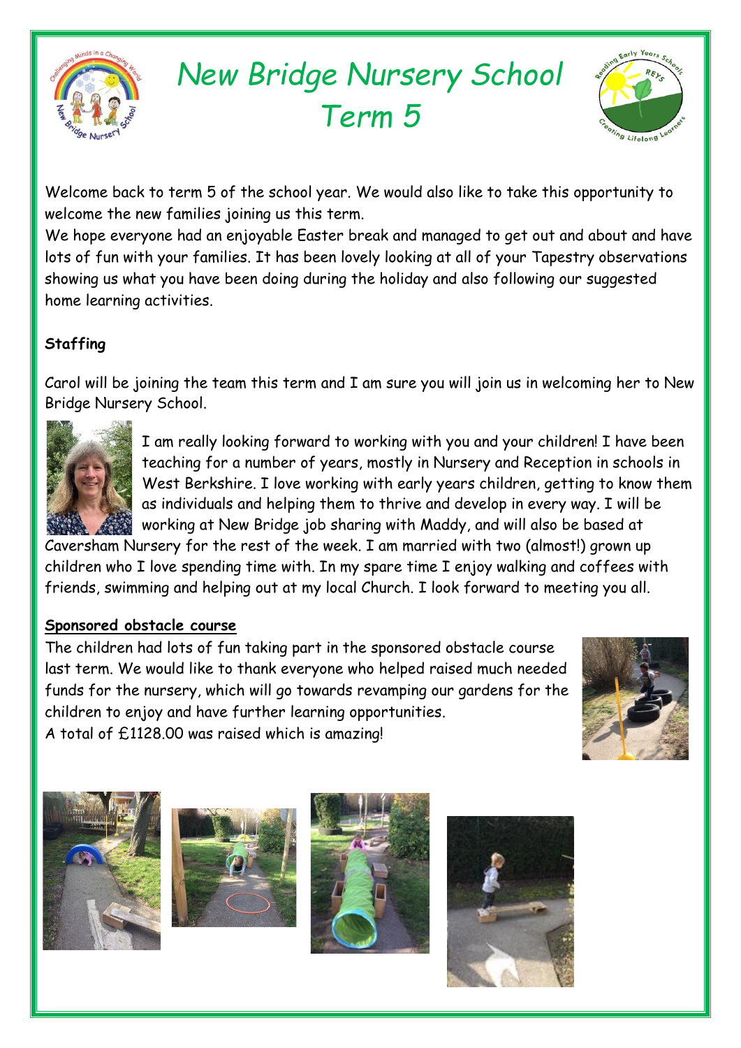# New Bridge Nursery School Term 5

Welcome back to term 5 of the school year. We would also like to take this opportunity to welcome the new families joining us this term.

We hope everyone had an enjoyable Easter break and managed to get out and about and have lots of fun with your families. It has been lovely looking at all of your Tapestry observations showing us what you have been doing during the holiday and also following our suggested home learning activities.

**Staffing**

Carol will be joining the team this term and I am sure you will join us in welcoming her to New Bridge Nursery School.

I am really looking forward to working with you and your children! I have been teaching for a number of years, mostly in Nursery and Reception in schools in West Berkshire. I love working with early years children, getting to know them as individuals and helping them to thrive and develop in every way. I will be working at New Bridge job sharing with Maddy, and will also be based at Caversham Nursery for the rest of the week. I am married with two (almost!) grown up children who I love spending time with. In my spare time I enjoy walking and coffees with friends, swimming and helping out at my local Church. I look forward to meeting you all.

**Sponsored obstacle course**

The children had lots of fun taking part in the sponsored obstacle course last term. We would like to thank everyone who helped raised much needed funds for the nursery, which will go towards revamping our gardens for the children to enjoy and have further learning opportunities.

A total of £1128.00 was raised which is amazing!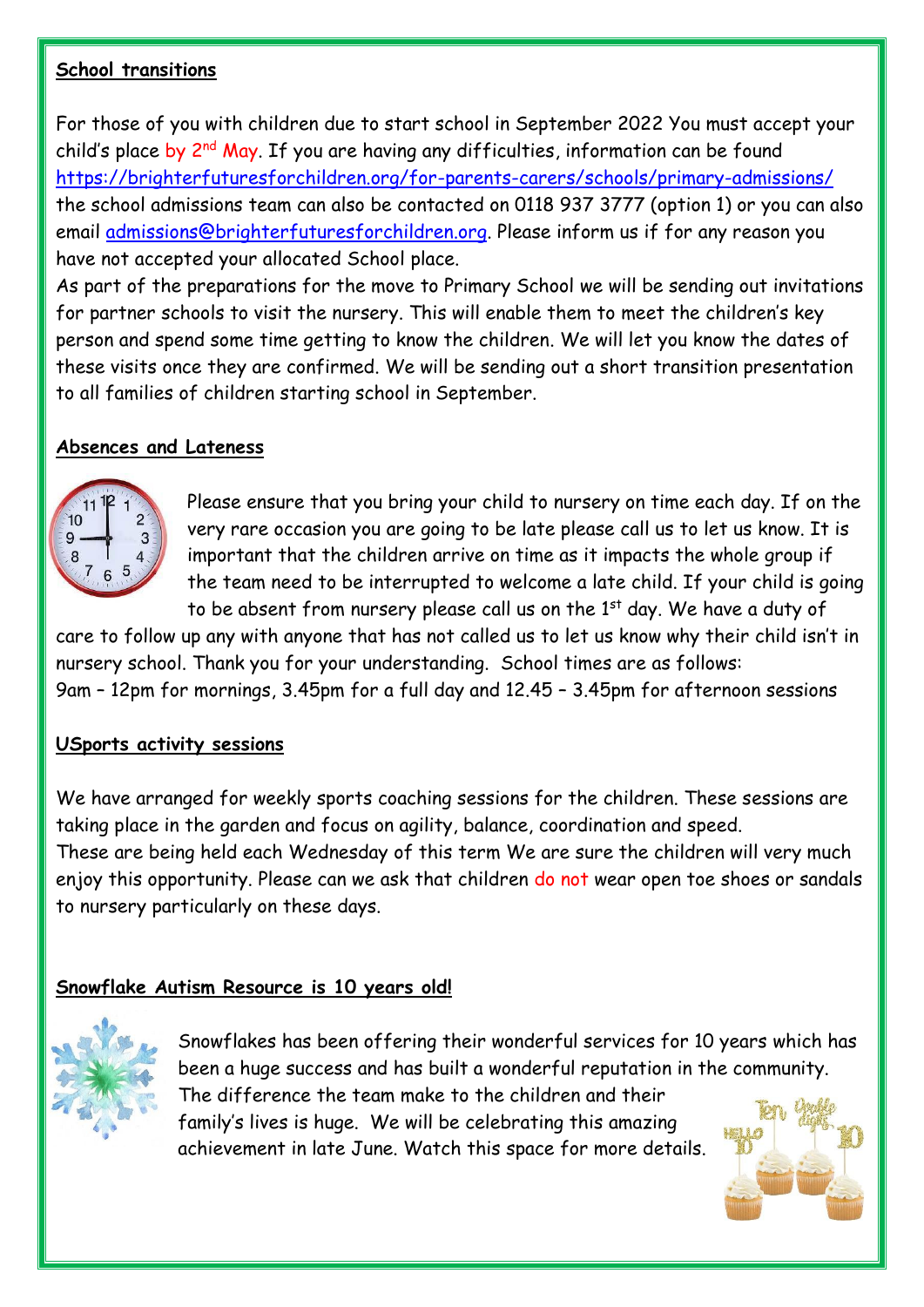**School transitions**

For those of you with children due to start school in September 2022 You must accept your child's place by 2nd May. If you are having any difficulties, information can be found https://brighterfuturesforchildren.org/for-parents-carers/schools/primary-admissions/ the school admissions team can also be contacted on 0118 937 3777 (option 1) or you can also email admissions@brighterfuturesforchildren.org. Please inform us if for any reason you have not accepted your allocated School place.

As part of the preparations for the move to Primary School we will be sending out invitations for partner schools to visit the nursery. This will enable them to meet the children's key person and spend some time getting to know the children. We will let you know the dates of these visits once they are confirmed. We will be sending out a short transition presentation to all families of children starting school in September.

**Absences and Lateness**

Please ensure that you bring your child to nursery on time each day. If on the very rare occasion you are going to be late please call us to let us know. It is important that the children arrive on time as it impacts the whole group if the team need to be interrupted to welcome a late child. If your child is going to be absent from nursery please call us on the 1st day. We have a duty of care to follow up any with anyone that has not called us to let us know why their child isn't in nursery school. Thank you for your understanding. School times are as follows:
9am – 12pm for mornings, 3.45pm for a full day and 12.45 – 3.45pm for afternoon sessions

**USports activity sessions**

We have arranged for weekly sports coaching sessions for the children. These sessions are taking place in the garden and focus on agility, balance, coordination and speed.
These are being held each Wednesday of this term We are sure the children will very much enjoy this opportunity. Please can we ask that children do not wear open toe shoes or sandals to nursery particularly on these days.

**Snowflake Autism Resource is 10 years old!**

Snowflakes has been offering their wonderful services for 10 years which has been a huge success and has built a wonderful reputation in the community. The difference the team make to the children and their family's lives is huge. We will be celebrating this amazing achievement in late June. Watch this space for more details.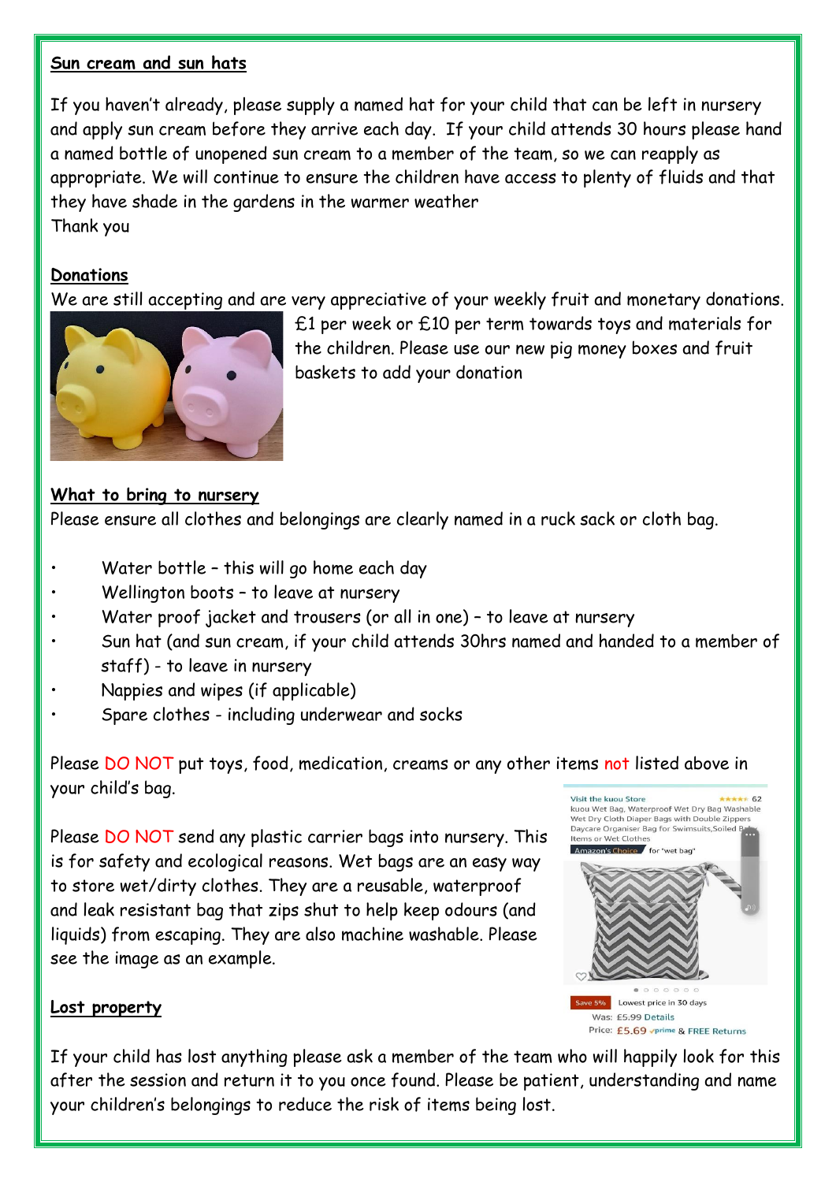## Sun cream and sun hats

If you haven't already, please supply a named hat for your child that can be left in nursery and apply sun cream before they arrive each day. If your child attends 30 hours please hand a named bottle of unopened sun cream to a member of the team, so we can reapply as appropriate. We will continue to ensure the children have access to plenty of fluids and that they have shade in the gardens in the warmer weather

Thank you

## Donations

We are still accepting and are very appreciative of your weekly fruit and monetary donations. £1 per week or £10 per term towards toys and materials for the children. Please use our new pig money boxes and fruit baskets to add your donation

## What to bring to nursery

Please ensure all clothes and belongings are clearly named in a ruck sack or cloth bag.

- Water bottle – this will go home each day
- Wellington boots – to leave at nursery
- Water proof jacket and trousers (or all in one) – to leave at nursery
- Sun hat (and sun cream, if your child attends 30hrs named and handed to a member of staff) - to leave in nursery
- Nappies and wipes (if applicable)
- Spare clothes - including underwear and socks

Please DO NOT put toys, food, medication, creams or any other items not listed above in your child's bag.

Please DO NOT send any plastic carrier bags into nursery. This is for safety and ecological reasons. Wet bags are an easy way to store wet/dirty clothes. They are a reusable, waterproof and leak resistant bag that zips shut to help keep odours (and liquids) from escaping. They are also machine washable. Please see the image as an example.

## Lost property

If your child has lost anything please ask a member of the team who will happily look for this after the session and return it to you once found. Please be patient, understanding and name your children's belongings to reduce the risk of items being lost.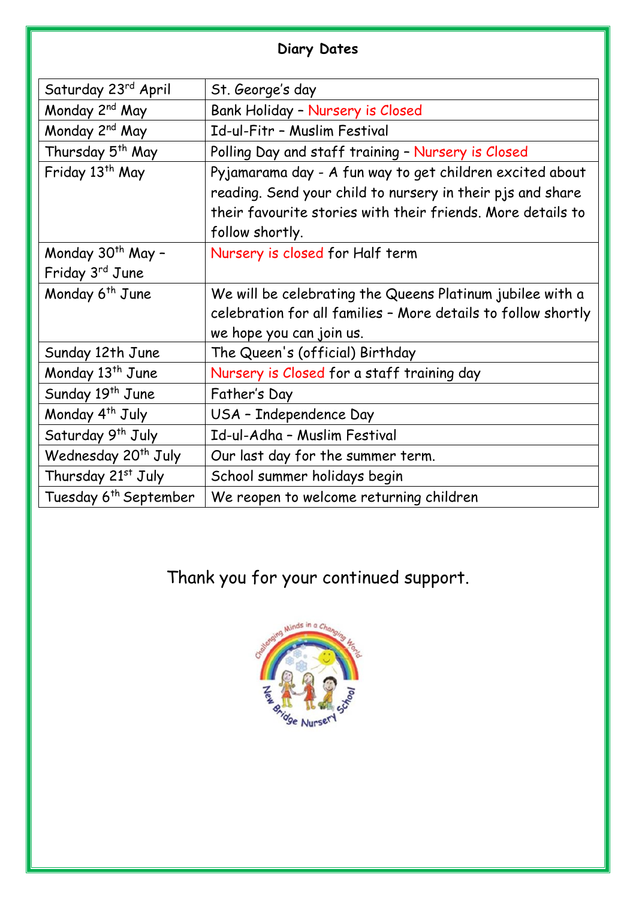**Diary Dates**

| | |
|---|---|
| Saturday 23rd April | St. George's day |
| Monday 2nd May | Bank Holiday – Nursery is Closed |
| Monday 2nd May | Id-ul-Fitr – Muslim Festival |
| Thursday 5th May | Polling Day and staff training – Nursery is Closed |
| Friday 13th May | Pyjamarama day - A fun way to get children excited about reading. Send your child to nursery in their pjs and share their favourite stories with their friends. More details to follow shortly. |
| Monday 30th May – Friday 3rd June | Nursery is closed for Half term |
| Monday 6th June | We will be celebrating the Queens Platinum jubilee with a celebration for all families – More details to follow shortly we hope you can join us. |
| Sunday 12th June | The Queen's (official) Birthday |
| Monday 13th June | Nursery is Closed for a staff training day |
| Sunday 19th June | Father's Day |
| Monday 4th July | USA – Independence Day |
| Saturday 9th July | Id-ul-Adha – Muslim Festival |
| Wednesday 20th July | Our last day for the summer term. |
| Thursday 21st July | School summer holidays begin |
| Tuesday 6th September | We reopen to welcome returning children |

Thank you for your continued support.

Challenging Minds in a Changing World
New Bridge Nursery School